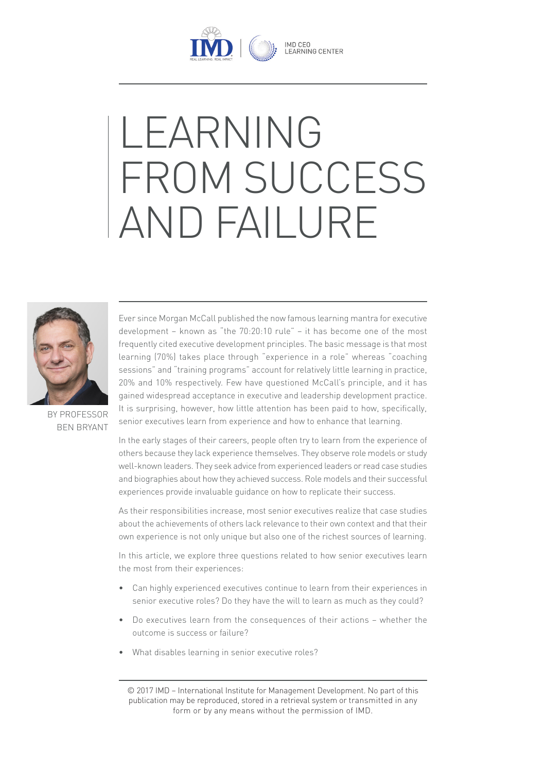IMD | IMD CEO LEARNING CENTER

# LEARNING FROM SUCCESS AND FAILURE

BY PROFESSOR BEN BRYANT

Ever since Morgan McCall published the now famous learning mantra for executive development – known as "the 70:20:10 rule" – it has become one of the most frequently cited executive development principles. The basic message is that most learning (70%) takes place through "experience in a role" whereas "coaching sessions" and "training programs" account for relatively little learning in practice, 20% and 10% respectively. Few have questioned McCall's principle, and it has gained widespread acceptance in executive and leadership development practice. It is surprising, however, how little attention has been paid to how, specifically, senior executives learn from experience and how to enhance that learning.

In the early stages of their careers, people often try to learn from the experience of others because they lack experience themselves. They observe role models or study well-known leaders. They seek advice from experienced leaders or read case studies and biographies about how they achieved success. Role models and their successful experiences provide invaluable guidance on how to replicate their success.

As their responsibilities increase, most senior executives realize that case studies about the achievements of others lack relevance to their own context and that their own experience is not only unique but also one of the richest sources of learning.

In this article, we explore three questions related to how senior executives learn the most from their experiences:

- Can highly experienced executives continue to learn from their experiences in senior executive roles? Do they have the will to learn as much as they could?
- Do executives learn from the consequences of their actions – whether the outcome is success or failure?
- What disables learning in senior executive roles?

© 2017 IMD – International Institute for Management Development. No part of this publication may be reproduced, stored in a retrieval system or transmitted in any form or by any means without the permission of IMD.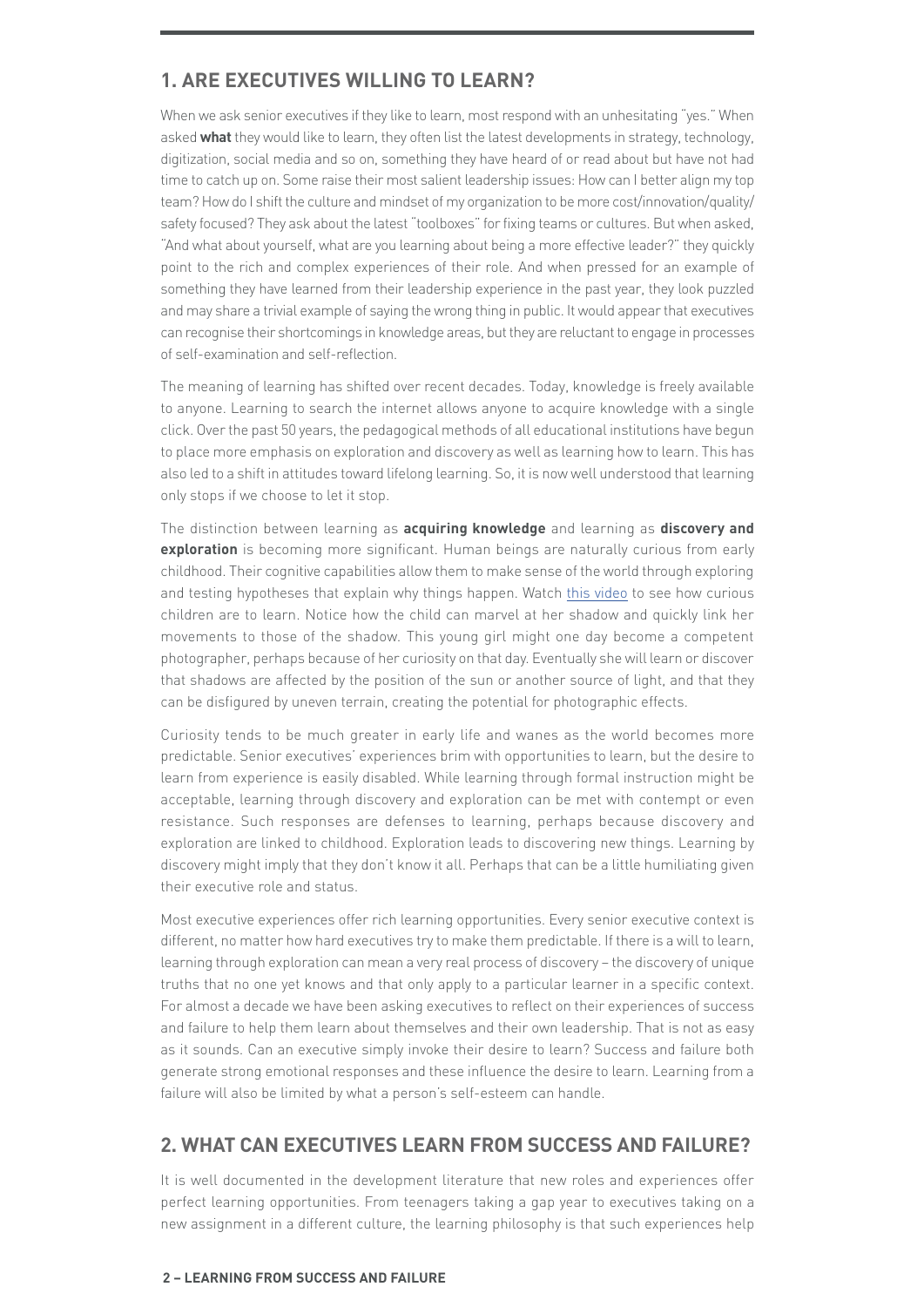## 1. ARE EXECUTIVES WILLING TO LEARN?

When we ask senior executives if they like to learn, most respond with an unhesitating "yes." When asked **what** they would like to learn, they often list the latest developments in strategy, technology, digitization, social media and so on, something they have heard of or read about but have not had time to catch up on. Some raise their most salient leadership issues: How can I better align my top team? How do I shift the culture and mindset of my organization to be more cost/innovation/quality/safety focused? They ask about the latest "toolboxes" for fixing teams or cultures. But when asked, "And what about yourself, what are you learning about being a more effective leader?" they quickly point to the rich and complex experiences of their role. And when pressed for an example of something they have learned from their leadership experience in the past year, they look puzzled and may share a trivial example of saying the wrong thing in public. It would appear that executives can recognise their shortcomings in knowledge areas, but they are reluctant to engage in processes of self-examination and self-reflection.

The meaning of learning has shifted over recent decades. Today, knowledge is freely available to anyone. Learning to search the internet allows anyone to acquire knowledge with a single click. Over the past 50 years, the pedagogical methods of all educational institutions have begun to place more emphasis on exploration and discovery as well as learning how to learn. This has also led to a shift in attitudes toward lifelong learning. So, it is now well understood that learning only stops if we choose to let it stop.

The distinction between learning as **acquiring knowledge** and learning as **discovery and exploration** is becoming more significant. Human beings are naturally curious from early childhood. Their cognitive capabilities allow them to make sense of the world through exploring and testing hypotheses that explain why things happen. Watch this video to see how curious children are to learn. Notice how the child can marvel at her shadow and quickly link her movements to those of the shadow. This young girl might one day become a competent photographer, perhaps because of her curiosity on that day. Eventually she will learn or discover that shadows are affected by the position of the sun or another source of light, and that they can be disfigured by uneven terrain, creating the potential for photographic effects.

Curiosity tends to be much greater in early life and wanes as the world becomes more predictable. Senior executives' experiences brim with opportunities to learn, but the desire to learn from experience is easily disabled. While learning through formal instruction might be acceptable, learning through discovery and exploration can be met with contempt or even resistance. Such responses are defenses to learning, perhaps because discovery and exploration are linked to childhood. Exploration leads to discovering new things. Learning by discovery might imply that they don't know it all. Perhaps that can be a little humiliating given their executive role and status.

Most executive experiences offer rich learning opportunities. Every senior executive context is different, no matter how hard executives try to make them predictable. If there is a will to learn, learning through exploration can mean a very real process of discovery – the discovery of unique truths that no one yet knows and that only apply to a particular learner in a specific context. For almost a decade we have been asking executives to reflect on their experiences of success and failure to help them learn about themselves and their own leadership. That is not as easy as it sounds. Can an executive simply invoke their desire to learn? Success and failure both generate strong emotional responses and these influence the desire to learn. Learning from a failure will also be limited by what a person's self-esteem can handle.

## 2. WHAT CAN EXECUTIVES LEARN FROM SUCCESS AND FAILURE?

It is well documented in the development literature that new roles and experiences offer perfect learning opportunities. From teenagers taking a gap year to executives taking on a new assignment in a different culture, the learning philosophy is that such experiences help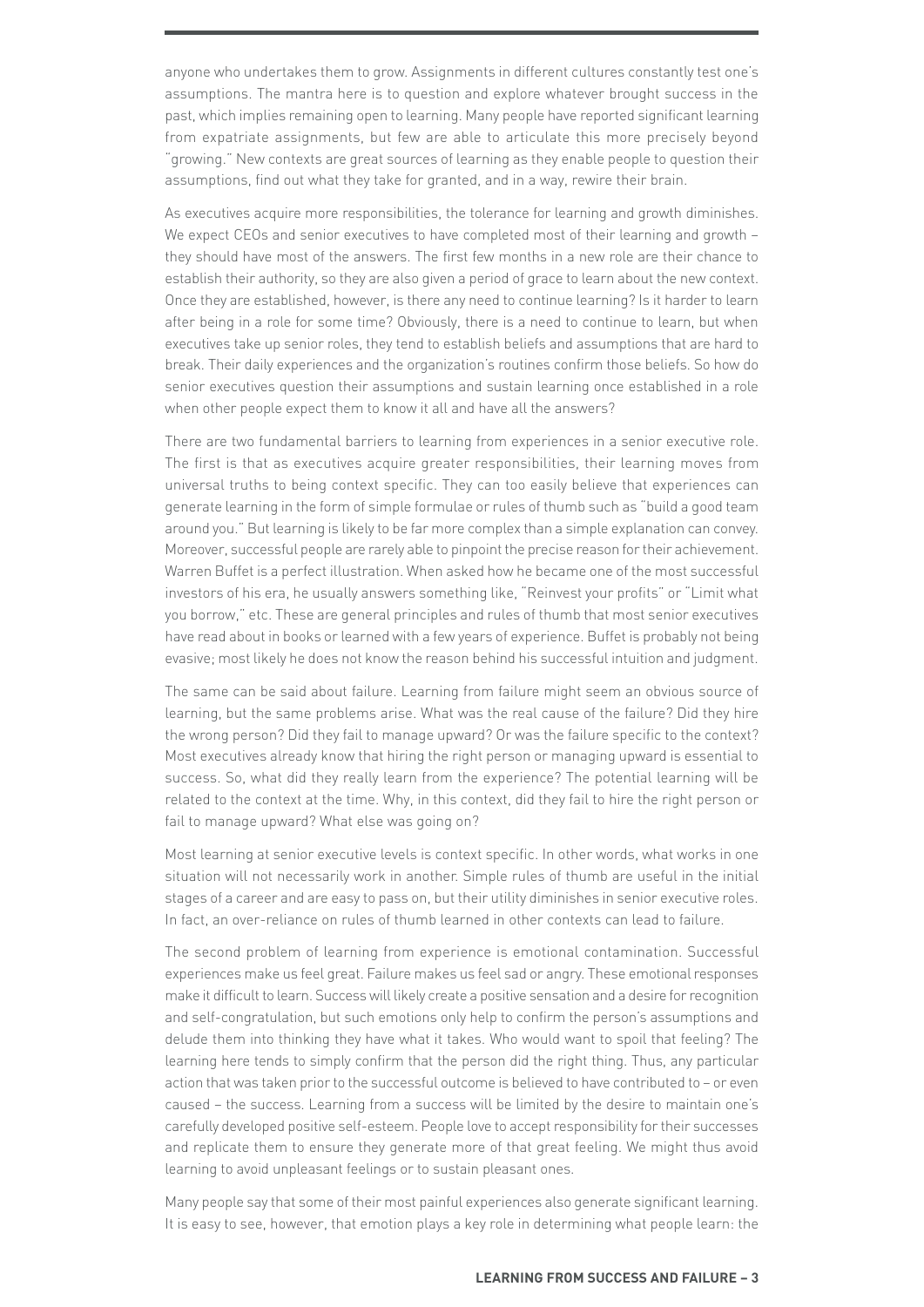anyone who undertakes them to grow. Assignments in different cultures constantly test one's assumptions. The mantra here is to question and explore whatever brought success in the past, which implies remaining open to learning. Many people have reported significant learning from expatriate assignments, but few are able to articulate this more precisely beyond "growing." New contexts are great sources of learning as they enable people to question their assumptions, find out what they take for granted, and in a way, rewire their brain.

As executives acquire more responsibilities, the tolerance for learning and growth diminishes. We expect CEOs and senior executives to have completed most of their learning and growth – they should have most of the answers. The first few months in a new role are their chance to establish their authority, so they are also given a period of grace to learn about the new context. Once they are established, however, is there any need to continue learning? Is it harder to learn after being in a role for some time? Obviously, there is a need to continue to learn, but when executives take up senior roles, they tend to establish beliefs and assumptions that are hard to break. Their daily experiences and the organization's routines confirm those beliefs. So how do senior executives question their assumptions and sustain learning once established in a role when other people expect them to know it all and have all the answers?

There are two fundamental barriers to learning from experiences in a senior executive role. The first is that as executives acquire greater responsibilities, their learning moves from universal truths to being context specific. They can too easily believe that experiences can generate learning in the form of simple formulae or rules of thumb such as "build a good team around you." But learning is likely to be far more complex than a simple explanation can convey. Moreover, successful people are rarely able to pinpoint the precise reason for their achievement. Warren Buffet is a perfect illustration. When asked how he became one of the most successful investors of his era, he usually answers something like, "Reinvest your profits" or "Limit what you borrow," etc. These are general principles and rules of thumb that most senior executives have read about in books or learned with a few years of experience. Buffet is probably not being evasive; most likely he does not know the reason behind his successful intuition and judgment.

The same can be said about failure. Learning from failure might seem an obvious source of learning, but the same problems arise. What was the real cause of the failure? Did they hire the wrong person? Did they fail to manage upward? Or was the failure specific to the context? Most executives already know that hiring the right person or managing upward is essential to success. So, what did they really learn from the experience? The potential learning will be related to the context at the time. Why, in this context, did they fail to hire the right person or fail to manage upward? What else was going on?

Most learning at senior executive levels is context specific. In other words, what works in one situation will not necessarily work in another. Simple rules of thumb are useful in the initial stages of a career and are easy to pass on, but their utility diminishes in senior executive roles. In fact, an over-reliance on rules of thumb learned in other contexts can lead to failure.

The second problem of learning from experience is emotional contamination. Successful experiences make us feel great. Failure makes us feel sad or angry. These emotional responses make it difficult to learn. Success will likely create a positive sensation and a desire for recognition and self-congratulation, but such emotions only help to confirm the person's assumptions and delude them into thinking they have what it takes. Who would want to spoil that feeling? The learning here tends to simply confirm that the person did the right thing. Thus, any particular action that was taken prior to the successful outcome is believed to have contributed to – or even caused – the success. Learning from a success will be limited by the desire to maintain one's carefully developed positive self-esteem. People love to accept responsibility for their successes and replicate them to ensure they generate more of that great feeling. We might thus avoid learning to avoid unpleasant feelings or to sustain pleasant ones.

Many people say that some of their most painful experiences also generate significant learning. It is easy to see, however, that emotion plays a key role in determining what people learn: the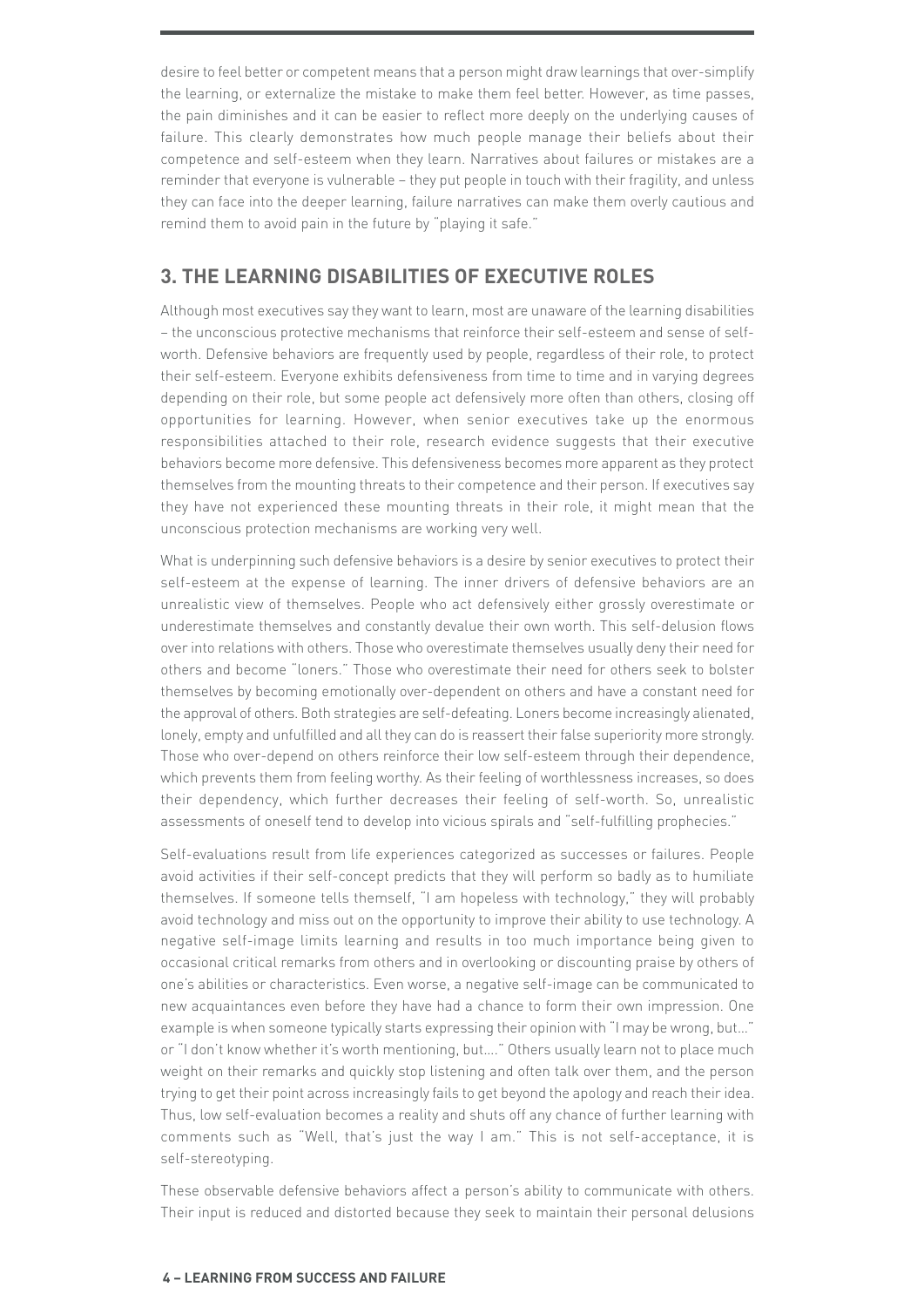desire to feel better or competent means that a person might draw learnings that over-simplify the learning, or externalize the mistake to make them feel better. However, as time passes, the pain diminishes and it can be easier to reflect more deeply on the underlying causes of failure. This clearly demonstrates how much people manage their beliefs about their competence and self-esteem when they learn. Narratives about failures or mistakes are a reminder that everyone is vulnerable – they put people in touch with their fragility, and unless they can face into the deeper learning, failure narratives can make them overly cautious and remind them to avoid pain in the future by "playing it safe."

## 3. THE LEARNING DISABILITIES OF EXECUTIVE ROLES

Although most executives say they want to learn, most are unaware of the learning disabilities – the unconscious protective mechanisms that reinforce their self-esteem and sense of self-worth. Defensive behaviors are frequently used by people, regardless of their role, to protect their self-esteem. Everyone exhibits defensiveness from time to time and in varying degrees depending on their role, but some people act defensively more often than others, closing off opportunities for learning. However, when senior executives take up the enormous responsibilities attached to their role, research evidence suggests that their executive behaviors become more defensive. This defensiveness becomes more apparent as they protect themselves from the mounting threats to their competence and their person. If executives say they have not experienced these mounting threats in their role, it might mean that the unconscious protection mechanisms are working very well.

What is underpinning such defensive behaviors is a desire by senior executives to protect their self-esteem at the expense of learning. The inner drivers of defensive behaviors are an unrealistic view of themselves. People who act defensively either grossly overestimate or underestimate themselves and constantly devalue their own worth. This self-delusion flows over into relations with others. Those who overestimate themselves usually deny their need for others and become "loners." Those who overestimate their need for others seek to bolster themselves by becoming emotionally over-dependent on others and have a constant need for the approval of others. Both strategies are self-defeating. Loners become increasingly alienated, lonely, empty and unfulfilled and all they can do is reassert their false superiority more strongly. Those who over-depend on others reinforce their low self-esteem through their dependence, which prevents them from feeling worthy. As their feeling of worthlessness increases, so does their dependency, which further decreases their feeling of self-worth. So, unrealistic assessments of oneself tend to develop into vicious spirals and "self-fulfilling prophecies."

Self-evaluations result from life experiences categorized as successes or failures. People avoid activities if their self-concept predicts that they will perform so badly as to humiliate themselves. If someone tells themself, "I am hopeless with technology," they will probably avoid technology and miss out on the opportunity to improve their ability to use technology. A negative self-image limits learning and results in too much importance being given to occasional critical remarks from others and in overlooking or discounting praise by others of one's abilities or characteristics. Even worse, a negative self-image can be communicated to new acquaintances even before they have had a chance to form their own impression. One example is when someone typically starts expressing their opinion with "I may be wrong, but..." or "I don't know whether it's worth mentioning, but...." Others usually learn not to place much weight on their remarks and quickly stop listening and often talk over them, and the person trying to get their point across increasingly fails to get beyond the apology and reach their idea. Thus, low self-evaluation becomes a reality and shuts off any chance of further learning with comments such as "Well, that's just the way I am." This is not self-acceptance, it is self-stereotyping.

These observable defensive behaviors affect a person's ability to communicate with others. Their input is reduced and distorted because they seek to maintain their personal delusions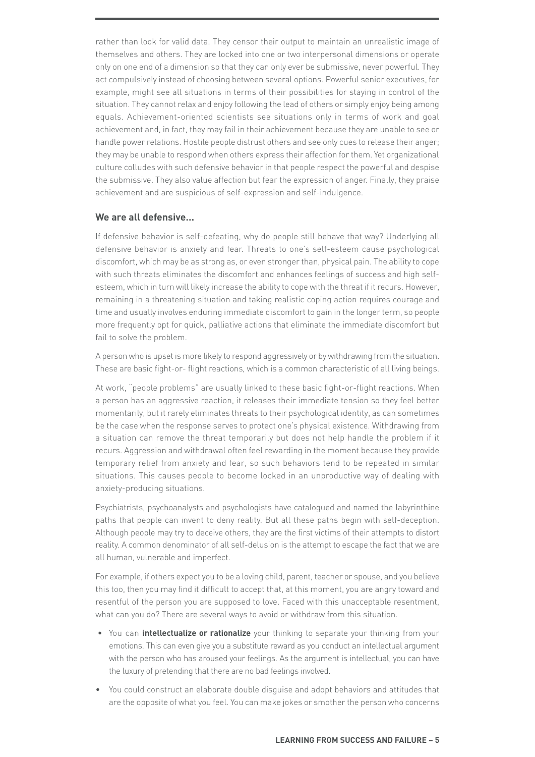rather than look for valid data. They censor their output to maintain an unrealistic image of themselves and others. They are locked into one or two interpersonal dimensions or operate only on one end of a dimension so that they can only ever be submissive, never powerful. They act compulsively instead of choosing between several options. Powerful senior executives, for example, might see all situations in terms of their possibilities for staying in control of the situation. They cannot relax and enjoy following the lead of others or simply enjoy being among equals. Achievement-oriented scientists see situations only in terms of work and goal achievement and, in fact, they may fail in their achievement because they are unable to see or handle power relations. Hostile people distrust others and see only cues to release their anger; they may be unable to respond when others express their affection for them. Yet organizational culture colludes with such defensive behavior in that people respect the powerful and despise the submissive. They also value affection but fear the expression of anger. Finally, they praise achievement and are suspicious of self-expression and self-indulgence.

### We are all defensive...

If defensive behavior is self-defeating, why do people still behave that way? Underlying all defensive behavior is anxiety and fear. Threats to one's self-esteem cause psychological discomfort, which may be as strong as, or even stronger than, physical pain. The ability to cope with such threats eliminates the discomfort and enhances feelings of success and high self-esteem, which in turn will likely increase the ability to cope with the threat if it recurs. However, remaining in a threatening situation and taking realistic coping action requires courage and time and usually involves enduring immediate discomfort to gain in the longer term, so people more frequently opt for quick, palliative actions that eliminate the immediate discomfort but fail to solve the problem.

A person who is upset is more likely to respond aggressively or by withdrawing from the situation. These are basic fight-or- flight reactions, which is a common characteristic of all living beings.

At work, "people problems" are usually linked to these basic fight-or-flight reactions. When a person has an aggressive reaction, it releases their immediate tension so they feel better momentarily, but it rarely eliminates threats to their psychological identity, as can sometimes be the case when the response serves to protect one's physical existence. Withdrawing from a situation can remove the threat temporarily but does not help handle the problem if it recurs. Aggression and withdrawal often feel rewarding in the moment because they provide temporary relief from anxiety and fear, so such behaviors tend to be repeated in similar situations. This causes people to become locked in an unproductive way of dealing with anxiety-producing situations.

Psychiatrists, psychoanalysts and psychologists have catalogued and named the labyrinthine paths that people can invent to deny reality. But all these paths begin with self-deception. Although people may try to deceive others, they are the first victims of their attempts to distort reality. A common denominator of all self-delusion is the attempt to escape the fact that we are all human, vulnerable and imperfect.

For example, if others expect you to be a loving child, parent, teacher or spouse, and you believe this too, then you may find it difficult to accept that, at this moment, you are angry toward and resentful of the person you are supposed to love. Faced with this unacceptable resentment, what can you do? There are several ways to avoid or withdraw from this situation.

- You can **intellectualize or rationalize** your thinking to separate your thinking from your emotions. This can even give you a substitute reward as you conduct an intellectual argument with the person who has aroused your feelings. As the argument is intellectual, you can have the luxury of pretending that there are no bad feelings involved.
- You could construct an elaborate double disguise and adopt behaviors and attitudes that are the opposite of what you feel. You can make jokes or smother the person who concerns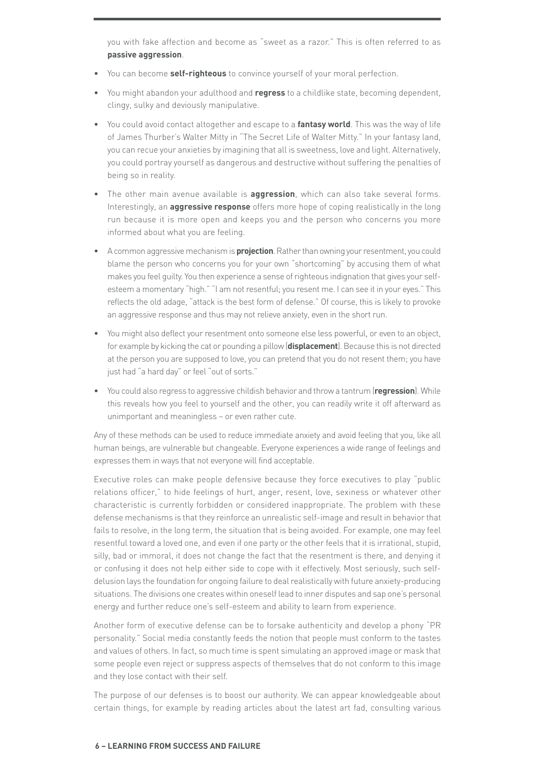you with fake affection and become as "sweet as a razor." This is often referred to as **passive aggression**.

- You can become **self-righteous** to convince yourself of your moral perfection.
- You might abandon your adulthood and **regress** to a childlike state, becoming dependent, clingy, sulky and deviously manipulative.
- You could avoid contact altogether and escape to a **fantasy world**. This was the way of life of James Thurber's Walter Mitty in "The Secret Life of Walter Mitty." In your fantasy land, you can recue your anxieties by imagining that all is sweetness, love and light. Alternatively, you could portray yourself as dangerous and destructive without suffering the penalties of being so in reality.
- The other main avenue available is **aggression**, which can also take several forms. Interestingly, an **aggressive response** offers more hope of coping realistically in the long run because it is more open and keeps you and the person who concerns you more informed about what you are feeling.
- A common aggressive mechanism is **projection**. Rather than owning your resentment, you could blame the person who concerns you for your own "shortcoming" by accusing them of what makes you feel guilty. You then experience a sense of righteous indignation that gives your self-esteem a momentary "high." "I am not resentful; you resent me. I can see it in your eyes." This reflects the old adage, "attack is the best form of defense." Of course, this is likely to provoke an aggressive response and thus may not relieve anxiety, even in the short run.
- You might also deflect your resentment onto someone else less powerful, or even to an object, for example by kicking the cat or pounding a pillow (**displacement**). Because this is not directed at the person you are supposed to love, you can pretend that you do not resent them; you have just had "a hard day" or feel "out of sorts."
- You could also regress to aggressive childish behavior and throw a tantrum (**regression**). While this reveals how you feel to yourself and the other, you can readily write it off afterward as unimportant and meaningless – or even rather cute.

Any of these methods can be used to reduce immediate anxiety and avoid feeling that you, like all human beings, are vulnerable but changeable. Everyone experiences a wide range of feelings and expresses them in ways that not everyone will find acceptable.

Executive roles can make people defensive because they force executives to play "public relations officer," to hide feelings of hurt, anger, resent, love, sexiness or whatever other characteristic is currently forbidden or considered inappropriate. The problem with these defense mechanisms is that they reinforce an unrealistic self-image and result in behavior that fails to resolve, in the long term, the situation that is being avoided. For example, one may feel resentful toward a loved one, and even if one party or the other feels that it is irrational, stupid, silly, bad or immoral, it does not change the fact that the resentment is there, and denying it or confusing it does not help either side to cope with it effectively. Most seriously, such self-delusion lays the foundation for ongoing failure to deal realistically with future anxiety-producing situations. The divisions one creates within oneself lead to inner disputes and sap one's personal energy and further reduce one's self-esteem and ability to learn from experience.

Another form of executive defense can be to forsake authenticity and develop a phony "PR personality." Social media constantly feeds the notion that people must conform to the tastes and values of others. In fact, so much time is spent simulating an approved image or mask that some people even reject or suppress aspects of themselves that do not conform to this image and they lose contact with their self.

The purpose of our defenses is to boost our authority. We can appear knowledgeable about certain things, for example by reading articles about the latest art fad, consulting various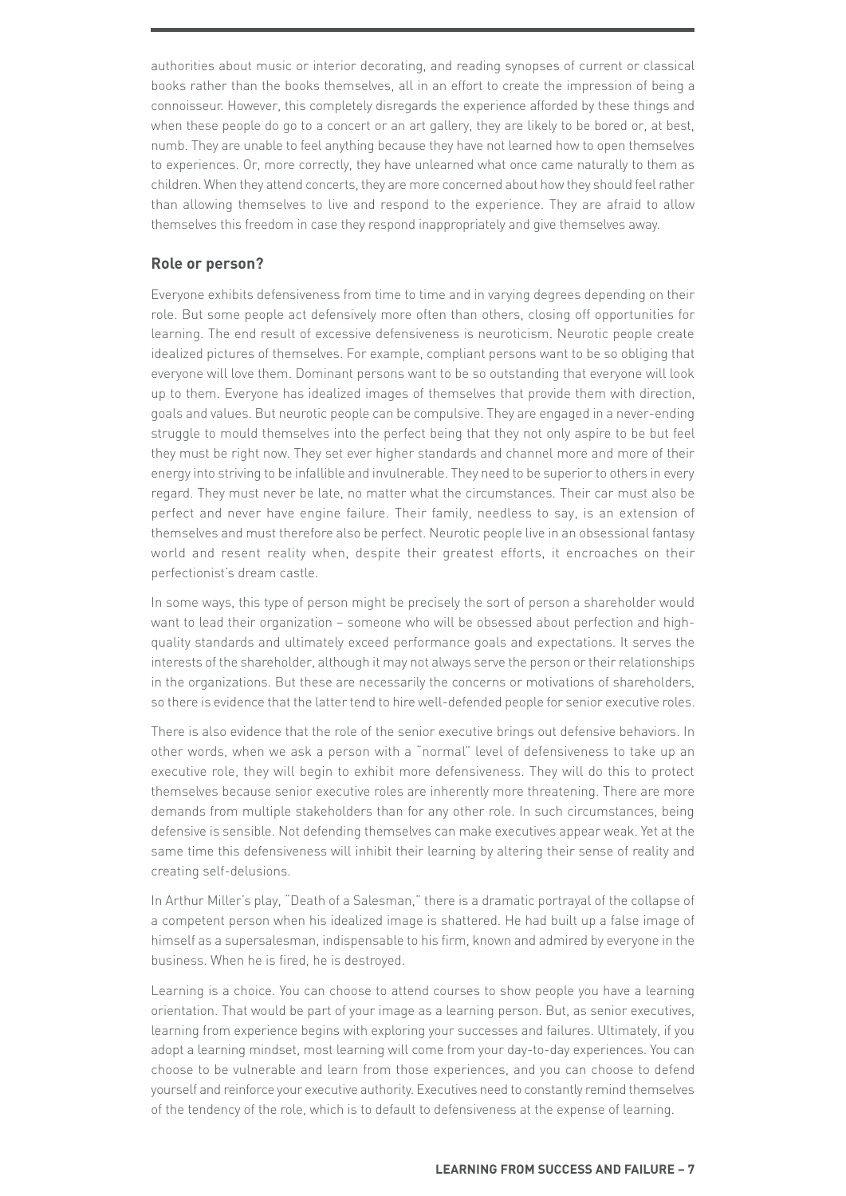authorities about music or interior decorating, and reading synopses of current or classical books rather than the books themselves, all in an effort to create the impression of being a connoisseur. However, this completely disregards the experience afforded by these things and when these people do go to a concert or an art gallery, they are likely to be bored or, at best, numb. They are unable to feel anything because they have not learned how to open themselves to experiences. Or, more correctly, they have unlearned what once came naturally to them as children. When they attend concerts, they are more concerned about how they should feel rather than allowing themselves to live and respond to the experience. They are afraid to allow themselves this freedom in case they respond inappropriately and give themselves away.

## Role or person?

Everyone exhibits defensiveness from time to time and in varying degrees depending on their role. But some people act defensively more often than others, closing off opportunities for learning. The end result of excessive defensiveness is neuroticism. Neurotic people create idealized pictures of themselves. For example, compliant persons want to be so obliging that everyone will love them. Dominant persons want to be so outstanding that everyone will look up to them. Everyone has idealized images of themselves that provide them with direction, goals and values. But neurotic people can be compulsive. They are engaged in a never-ending struggle to mould themselves into the perfect being that they not only aspire to be but feel they must be right now. They set ever higher standards and channel more and more of their energy into striving to be infallible and invulnerable. They need to be superior to others in every regard. They must never be late, no matter what the circumstances. Their car must also be perfect and never have engine failure. Their family, needless to say, is an extension of themselves and must therefore also be perfect. Neurotic people live in an obsessional fantasy world and resent reality when, despite their greatest efforts, it encroaches on their perfectionist's dream castle.

In some ways, this type of person might be precisely the sort of person a shareholder would want to lead their organization – someone who will be obsessed about perfection and high-quality standards and ultimately exceed performance goals and expectations. It serves the interests of the shareholder, although it may not always serve the person or their relationships in the organizations. But these are necessarily the concerns or motivations of shareholders, so there is evidence that the latter tend to hire well-defended people for senior executive roles.

There is also evidence that the role of the senior executive brings out defensive behaviors. In other words, when we ask a person with a "normal" level of defensiveness to take up an executive role, they will begin to exhibit more defensiveness. They will do this to protect themselves because senior executive roles are inherently more threatening. There are more demands from multiple stakeholders than for any other role. In such circumstances, being defensive is sensible. Not defending themselves can make executives appear weak. Yet at the same time this defensiveness will inhibit their learning by altering their sense of reality and creating self-delusions.

In Arthur Miller's play, "Death of a Salesman," there is a dramatic portrayal of the collapse of a competent person when his idealized image is shattered. He had built up a false image of himself as a supersalesman, indispensable to his firm, known and admired by everyone in the business. When he is fired, he is destroyed.

Learning is a choice. You can choose to attend courses to show people you have a learning orientation. That would be part of your image as a learning person. But, as senior executives, learning from experience begins with exploring your successes and failures. Ultimately, if you adopt a learning mindset, most learning will come from your day-to-day experiences. You can choose to be vulnerable and learn from those experiences, and you can choose to defend yourself and reinforce your executive authority. Executives need to constantly remind themselves of the tendency of the role, which is to default to defensiveness at the expense of learning.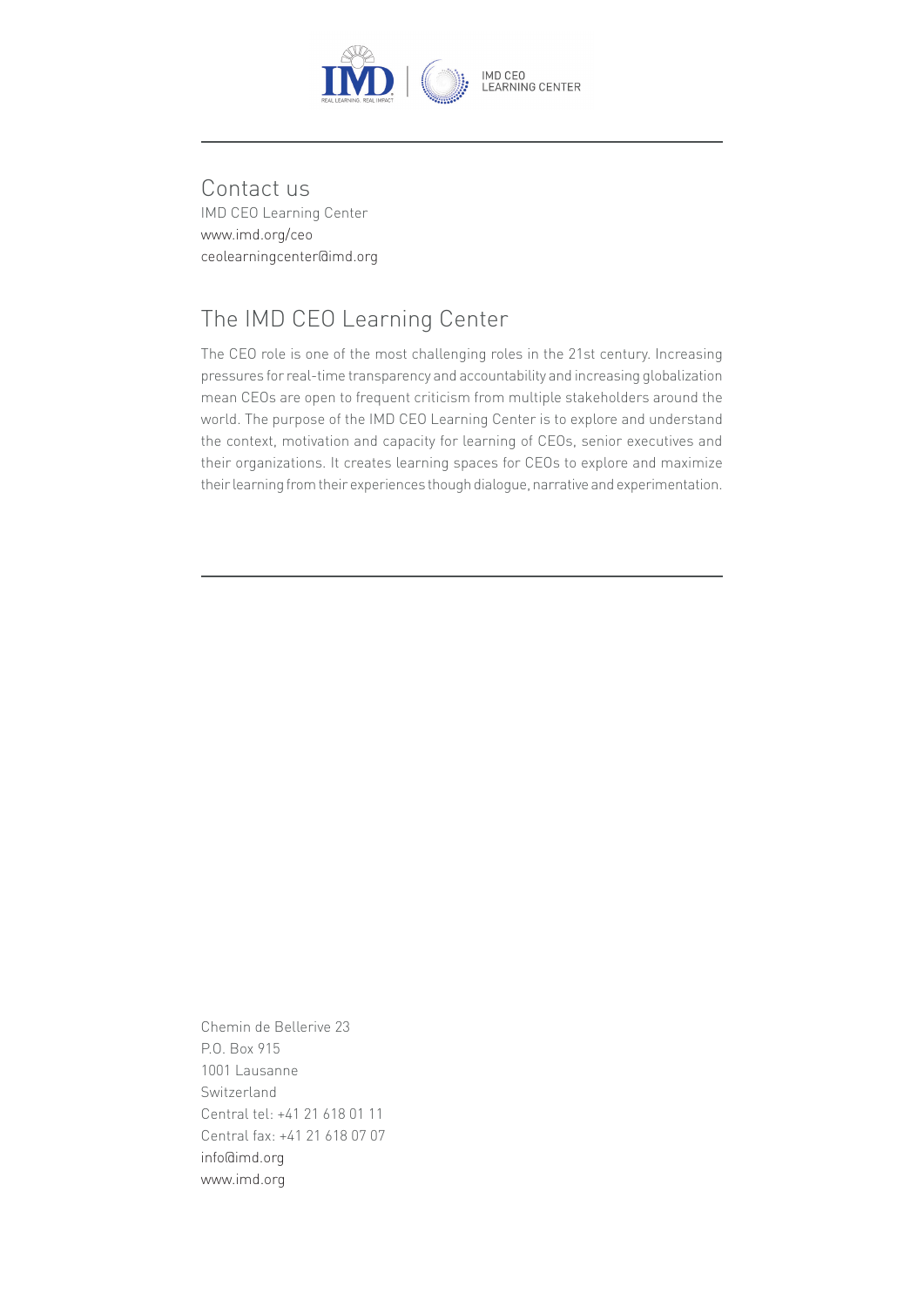## Contact us

IMD CEO Learning Center
www.imd.org/ceo
ceolearningcenter@imd.org

## The IMD CEO Learning Center

The CEO role is one of the most challenging roles in the 21st century. Increasing pressures for real-time transparency and accountability and increasing globalization mean CEOs are open to frequent criticism from multiple stakeholders around the world. The purpose of the IMD CEO Learning Center is to explore and understand the context, motivation and capacity for learning of CEOs, senior executives and their organizations. It creates learning spaces for CEOs to explore and maximize their learning from their experiences though dialogue, narrative and experimentation.

Chemin de Bellerive 23
P.O. Box 915
1001 Lausanne
Switzerland
Central tel: +41 21 618 01 11
Central fax: +41 21 618 07 07
info@imd.org
www.imd.org